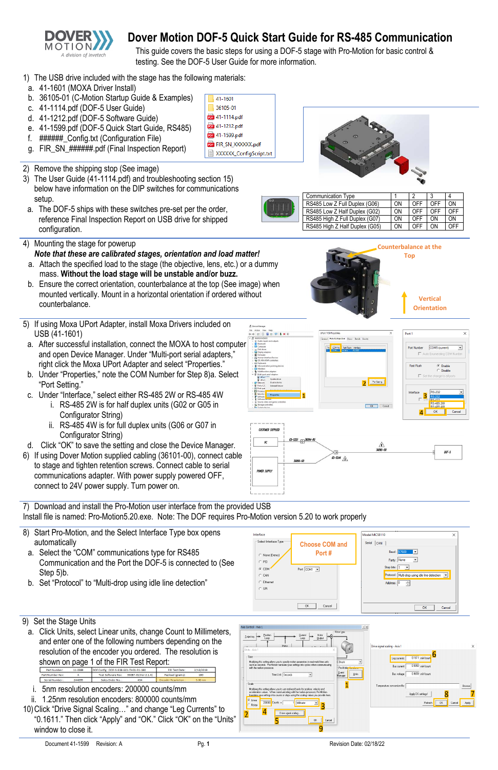# Dover Motion DOF-5 Quick Start Guide for RS-485 Communication

This guide covers the basic steps for using a DOF-5 stage with Pro-Motion for basic control & testing. See the DOF-5 User Guide for more information.

1) The USB drive included with the stage has the following materials:
   a. 41-1601 (MOXA Driver Install)
   b. 36105-01 (C-Motion Startup Guide & Examples)
   c. 41-1114.pdf (DOF-5 User Guide)
   d. 41-1212.pdf (DOF-5 Software Guide)
   e. 41-1599.pdf (DOF-5 Quick Start Guide, RS485)
   f. ######_Config.txt (Configuration File)
   g. FIR_SN_######.pdf (Final Inspection Report)

2) Remove the shipping stop (See image)
3) The User Guide (41-1114.pdf) and troubleshooting section 15) below have information on the DIP switches for communications setup.
   a. The DOF-5 ships with these switches pre-set per the order, reference Final Inspection Report on USB drive for shipped configuration.

| Communication Type | 1 | 2 | 3 | 4 |
|---|---|---|---|---|
| RS485 Low Z Full Duplex (G06) | ON | OFF | OFF | ON |
| RS485 Low Z Half Duplex (G02) | ON | OFF | OFF | OFF |
| RS485 High Z Full Duplex (G07) | ON | OFF | ON | ON |
| RS485 High Z Half Duplex (G05) | ON | OFF | ON | OFF |

4) Mounting the stage for powerup
   ***Note that these are calibrated stages, orientation and load matter!***
   a. Attach the specified load to the stage (the objective, lens, etc.) or a dummy mass. **Without the load stage will be unstable and/or buzz.**
   b. Ensure the correct orientation, counterbalance at the top (See image) when mounted vertically. Mount in a horizontal orientation if ordered without counterbalance.

Counterbalance at the Top

Vertical Orientation

5) If using Moxa UPort Adapter, install Moxa Drivers included on USB (41-1601)
   a. After successful installation, connect the MOXA to host computer and open Device Manager. Under "Multi-port serial adapters," right click the Moxa UPort Adapter and select "Properties."
   b. Under "Properties," note the COM Number for Step 8)a. Select "Port Setting."
   c. Under "Interface," select either RS-485 2W or RS-485 4W
      i. RS-485 2W is for half duplex units (G02 or G05 in Configurator String)
      ii. RS-485 4W is for full duplex units (G06 or G07 in Configurator String)
   d. Click "OK" to save the setting and close the Device Manager.
6) If using Dover Motion supplied cabling (36101-00), connect cable to stage and tighten retention screws. Connect cable to serial communications adapter. With power supply powered OFF, connect to 24V power supply. Turn power on.

7) Download and install the Pro-Motion user interface from the provided USB
Install file is named: Pro-Motion5.20.exe. Note: The DOF requires Pro-Motion version 5.20 to work properly

8) Start Pro-Motion, and the Select Interface Type box opens automatically
   a. Select the "COM" communications type for RS485 Communication and the Port the DOF-5 is connected to (See Step 5)b.
   b. Set "Protocol" to "Multi-drop using idle line detection"

Choose COM and Port #

9) Set the Stage Units
   a. Click Units, select Linear units, change Count to Millimeters, and enter one of the following numbers depending on the resolution of the encoder you ordered. The resolution is shown on page 1 of the FIR Test Report:
      i. 5nm resolution encoders: 200000 counts/mm
      ii. 1.25nm resolution encoders: 800000 counts/mm

10) Click "Drive Signal Scaling…" and change "Leg Currents" to "0.1611." Then click "Apply" and "OK." Click "OK" on the "Units" window to close it.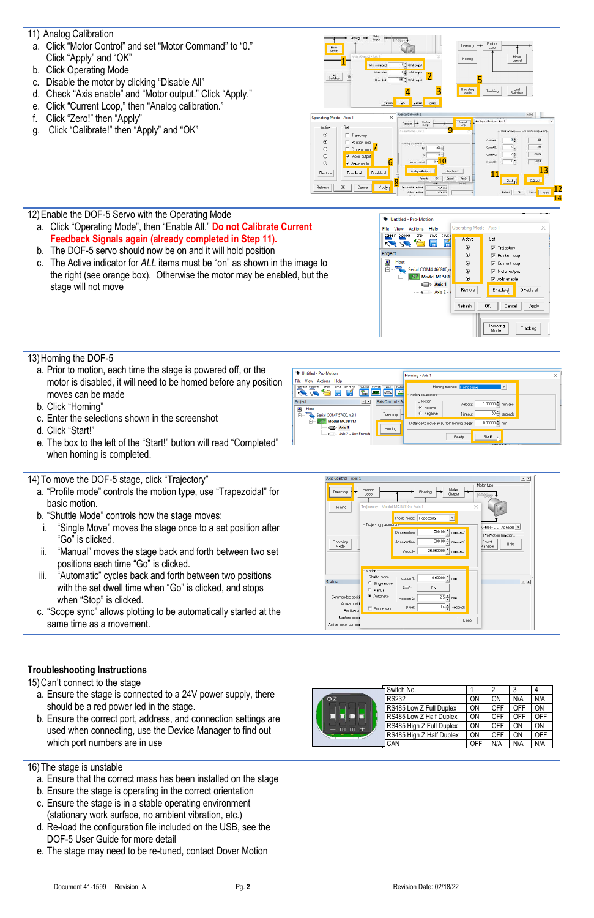11) Analog Calibration
   a. Click “Motor Control” and set “Motor Command” to “0.” Click “Apply” and “OK”
   b. Click Operating Mode
   c. Disable the motor by clicking “Disable All”
   d. Check “Axis enable” and “Motor output.” Click “Apply.”
   e. Click “Current Loop,” then “Analog calibration.”
   f. Click “Zero!” then “Apply”
   g. Click “Calibrate!” then “Apply” and “OK”

12) Enable the DOF-5 Servo with the Operating Mode
   a. Click “Operating Mode”, then “Enable All.” **Do not Calibrate Current Feedback Signals again (already completed in Step 11).**
   b. The DOF-5 servo should now be on and it will hold position
   c. The Active indicator for *ALL* items must be “on” as shown in the image to the right (see orange box). Otherwise the motor may be enabled, but the stage will not move

13) Homing the DOF-5
   a. Prior to motion, each time the stage is powered off, or the motor is disabled, it will need to be homed before any position moves can be made
   b. Click “Homing”
   c. Enter the selections shown in the screenshot
   d. Click “Start!”
   e. The box to the left of the “Start!” button will read “Completed” when homing is completed.

14) To move the DOF-5 stage, click “Trajectory”
   a. “Profile mode” controls the motion type, use “Trapezoidal” for basic motion.
   b. “Shuttle Mode” controls how the stage moves:
      i. “Single Move” moves the stage once to a set position after “Go” is clicked.
      ii. “Manual” moves the stage back and forth between two set positions each time “Go” is clicked.
      iii. “Automatic” cycles back and forth between two positions with the set dwell time when “Go” is clicked, and stops when “Stop” is clicked.
   c. “Scope sync” allows plotting to be automatically started at the same time as a movement.

## Troubleshooting Instructions

15) Can’t connect to the stage
   a. Ensure the stage is connected to a 24V power supply, there should be a red power led in the stage.
   b. Ensure the correct port, address, and connection settings are used when connecting, use the Device Manager to find out which port numbers are in use

| Switch No. | 1 | 2 | 3 | 4 |
|---|---|---|---|---|
| RS232 | ON | ON | N/A | N/A |
| RS485 Low Z Full Duplex | ON | OFF | OFF | ON |
| RS485 Low Z Half Duplex | ON | OFF | OFF | OFF |
| RS485 High Z Full Duplex | ON | OFF | ON | ON |
| RS485 High Z Half Duplex | ON | OFF | ON | OFF |
| CAN | OFF | N/A | N/A | N/A |

16) The stage is unstable
   a. Ensure that the correct mass has been installed on the stage
   b. Ensure the stage is operating in the correct orientation
   c. Ensure the stage is in a stable operating environment (stationary work surface, no ambient vibration, etc.)
   d. Re-load the configuration file included on the USB, see the DOF-5 User Guide for more detail
   e. The stage may need to be re-tuned, contact Dover Motion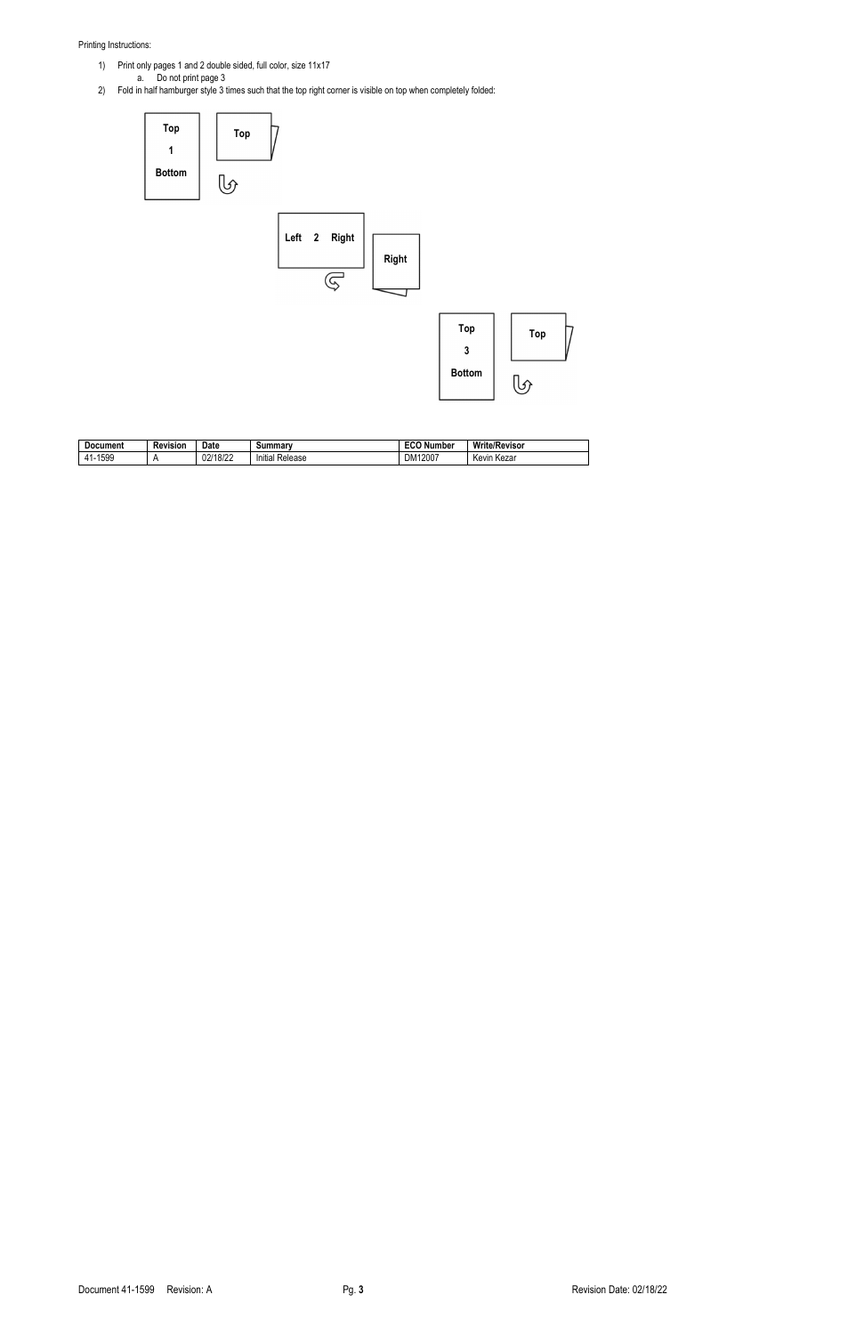Printing Instructions:

1) Print only pages 1 and 2 double sided, full color, size 11x17
   a. Do not print page 3
2) Fold in half hamburger style 3 times such that the top right corner is visible on top when completely folded:

Top
1
Bottom

Top

Left 2 Right

Right

Top
3
Bottom

Top

| Document | Revision | Date | Summary | ECO Number | Write/Revisor |
| --- | --- | --- | --- | --- | --- |
| 41-1599 | A | 02/18/22 | Initial Release | DM12007 | Kevin Kezar |